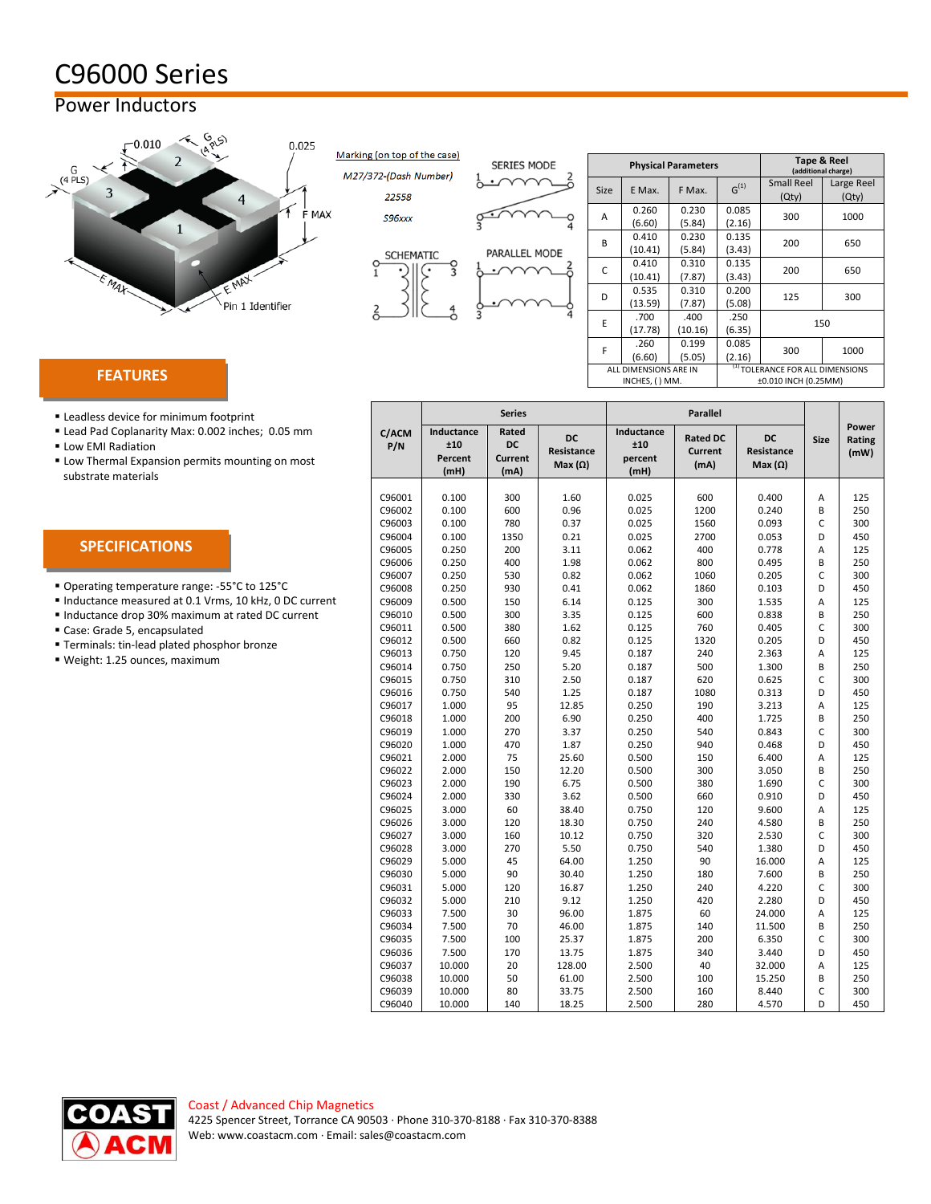# C96000 Series

## Power Inductors

Marking (on top of the case)

*M27/372-(Dash Number)*

*22558*

*S96xxx*

| Physical Parameters | | | | Tape & Reel (additional charge) | |
|---|---|---|---|---|---|
| Size | E Max. | F Max. | G[1] | Small Reel (Qty) | Large Reel (Qty) |
| A | 0.260 (6.60) | 0.230 (5.84) | 0.085 (2.16) | 300 | 1000 |
| B | 0.410 (10.41) | 0.230 (5.84) | 0.135 (3.43) | 200 | 650 |
| C | 0.410 (10.41) | 0.310 (7.87) | 0.135 (3.43) | 200 | 650 |
| D | 0.535 (13.59) | 0.310 (7.87) | 0.200 (5.08) | 125 | 300 |
| E | .700 (17.78) | .400 (10.16) | .250 (6.35) | 150 | |
| F | .260 (6.60) | 0.199 (5.05) | 0.085 (2.16) | 300 | 1000 |
| ALL DIMENSIONS ARE IN INCHES, ( ) MM. | | | [1] TOLERANCE FOR ALL DIMENSIONS ±0.010 INCH (0.25MM) | | |

## FEATURES

- Leadless device for minimum footprint
- Lead Pad Coplanarity Max: 0.002 inches; 0.05 mm
- Low EMI Radiation
- Low Thermal Expansion permits mounting on most substrate materials

## SPECIFICATIONS

- Operating temperature range: -55°C to 125°C
- Inductance measured at 0.1 Vrms, 10 kHz, 0 DC current
- Inductance drop 30% maximum at rated DC current
- Case: Grade 5, encapsulated
- Terminals: tin-lead plated phosphor bronze
- Weight: 1.25 ounces, maximum

| C/ACM P/N | Series | | | Parallel | | | Size | Power Rating (mW) |
|---|---|---|---|---|---|---|---|---|
| | Inductance ±10 Percent (mH) | Rated DC Current (mA) | DC Resistance Max (Ω) | Inductance ±10 percent (mH) | Rated DC Current (mA) | DC Resistance Max (Ω) | | |
| C96001 | 0.100 | 300 | 1.60 | 0.025 | 600 | 0.400 | A | 125 |
| C96002 | 0.100 | 600 | 0.96 | 0.025 | 1200 | 0.240 | B | 250 |
| C96003 | 0.100 | 780 | 0.37 | 0.025 | 1560 | 0.093 | C | 300 |
| C96004 | 0.100 | 1350 | 0.21 | 0.025 | 2700 | 0.053 | D | 450 |
| C96005 | 0.250 | 200 | 3.11 | 0.062 | 400 | 0.778 | A | 125 |
| C96006 | 0.250 | 400 | 1.98 | 0.062 | 800 | 0.495 | B | 250 |
| C96007 | 0.250 | 530 | 0.82 | 0.062 | 1060 | 0.205 | C | 300 |
| C96008 | 0.250 | 930 | 0.41 | 0.062 | 1860 | 0.103 | D | 450 |
| C96009 | 0.500 | 150 | 6.14 | 0.125 | 300 | 1.535 | A | 125 |
| C96010 | 0.500 | 300 | 3.35 | 0.125 | 600 | 0.838 | B | 250 |
| C96011 | 0.500 | 380 | 1.62 | 0.125 | 760 | 0.405 | C | 300 |
| C96012 | 0.500 | 660 | 0.82 | 0.125 | 1320 | 0.205 | D | 450 |
| C96013 | 0.750 | 120 | 9.45 | 0.187 | 240 | 2.363 | A | 125 |
| C96014 | 0.750 | 250 | 5.20 | 0.187 | 500 | 1.300 | B | 250 |
| C96015 | 0.750 | 310 | 2.50 | 0.187 | 620 | 0.625 | C | 300 |
| C96016 | 0.750 | 540 | 1.25 | 0.187 | 1080 | 0.313 | D | 450 |
| C96017 | 1.000 | 95 | 12.85 | 0.250 | 190 | 3.213 | A | 125 |
| C96018 | 1.000 | 200 | 6.90 | 0.250 | 400 | 1.725 | B | 250 |
| C96019 | 1.000 | 270 | 3.37 | 0.250 | 540 | 0.843 | C | 300 |
| C96020 | 1.000 | 470 | 1.87 | 0.250 | 940 | 0.468 | D | 450 |
| C96021 | 2.000 | 75 | 25.60 | 0.500 | 150 | 6.400 | A | 125 |
| C96022 | 2.000 | 150 | 12.20 | 0.500 | 300 | 3.050 | B | 250 |
| C96023 | 2.000 | 190 | 6.75 | 0.500 | 380 | 1.690 | C | 300 |
| C96024 | 2.000 | 330 | 3.62 | 0.500 | 660 | 0.910 | D | 450 |
| C96025 | 3.000 | 60 | 38.40 | 0.750 | 120 | 9.600 | A | 125 |
| C96026 | 3.000 | 120 | 18.30 | 0.750 | 240 | 4.580 | B | 250 |
| C96027 | 3.000 | 160 | 10.12 | 0.750 | 320 | 2.530 | C | 300 |
| C96028 | 3.000 | 270 | 5.50 | 0.750 | 540 | 1.380 | D | 450 |
| C96029 | 5.000 | 45 | 64.00 | 1.250 | 90 | 16.000 | A | 125 |
| C96030 | 5.000 | 90 | 30.40 | 1.250 | 180 | 7.600 | B | 250 |
| C96031 | 5.000 | 120 | 16.87 | 1.250 | 240 | 4.220 | C | 300 |
| C96032 | 5.000 | 210 | 9.12 | 1.250 | 420 | 2.280 | D | 450 |
| C96033 | 7.500 | 30 | 96.00 | 1.875 | 60 | 24.000 | A | 125 |
| C96034 | 7.500 | 70 | 46.00 | 1.875 | 140 | 11.500 | B | 250 |
| C96035 | 7.500 | 100 | 25.37 | 1.875 | 200 | 6.350 | C | 300 |
| C96036 | 7.500 | 170 | 13.75 | 1.875 | 340 | 3.440 | D | 450 |
| C96037 | 10.000 | 20 | 128.00 | 2.500 | 40 | 32.000 | A | 125 |
| C96038 | 10.000 | 50 | 61.00 | 2.500 | 100 | 15.250 | B | 250 |
| C96039 | 10.000 | 80 | 33.75 | 2.500 | 160 | 8.440 | C | 300 |
| C96040 | 10.000 | 140 | 18.25 | 2.500 | 280 | 4.570 | D | 450 |

Coast / Advanced Chip Magnetics
4225 Spencer Street, Torrance CA 90503 · Phone 310-370-8188 · Fax 310-370-8388
Web: www.coastacm.com · Email: sales@coastacm.com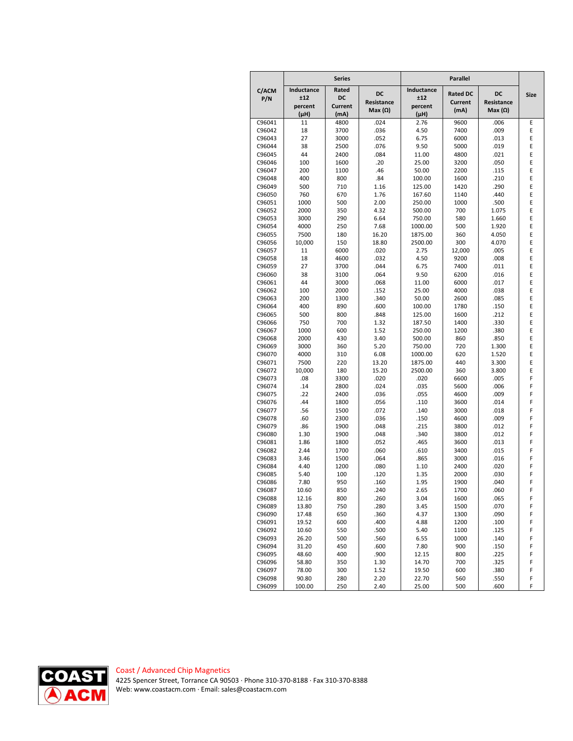| C/ACM P/N | Series | | | Parallel | | | Size |
|---|---|---|---|---|---|---|---|
| | Inductance ±12 percent (µH) | Rated DC Current (mA) | DC Resistance Max (Ω) | Inductance ±12 percent (µH) | Rated DC Current (mA) | DC Resistance Max (Ω) | |
| C96041 | 11 | 4800 | .024 | 2.76 | 9600 | .006 | E |
| C96042 | 18 | 3700 | .036 | 4.50 | 7400 | .009 | E |
| C96043 | 27 | 3000 | .052 | 6.75 | 6000 | .013 | E |
| C96044 | 38 | 2500 | .076 | 9.50 | 5000 | .019 | E |
| C96045 | 44 | 2400 | .084 | 11.00 | 4800 | .021 | E |
| C96046 | 100 | 1600 | .20 | 25.00 | 3200 | .050 | E |
| C96047 | 200 | 1100 | .46 | 50.00 | 2200 | .115 | E |
| C96048 | 400 | 800 | .84 | 100.00 | 1600 | .210 | E |
| C96049 | 500 | 710 | 1.16 | 125.00 | 1420 | .290 | E |
| C96050 | 760 | 670 | 1.76 | 167.60 | 1140 | .440 | E |
| C96051 | 1000 | 500 | 2.00 | 250.00 | 1000 | .500 | E |
| C96052 | 2000 | 350 | 4.32 | 500.00 | 700 | 1.075 | E |
| C96053 | 3000 | 290 | 6.64 | 750.00 | 580 | 1.660 | E |
| C96054 | 4000 | 250 | 7.68 | 1000.00 | 500 | 1.920 | E |
| C96055 | 7500 | 180 | 16.20 | 1875.00 | 360 | 4.050 | E |
| C96056 | 10,000 | 150 | 18.80 | 2500.00 | 300 | 4.070 | E |
| C96057 | 11 | 6000 | .020 | 2.75 | 12,000 | .005 | E |
| C96058 | 18 | 4600 | .032 | 4.50 | 9200 | .008 | E |
| C96059 | 27 | 3700 | .044 | 6.75 | 7400 | .011 | E |
| C96060 | 38 | 3100 | .064 | 9.50 | 6200 | .016 | E |
| C96061 | 44 | 3000 | .068 | 11.00 | 6000 | .017 | E |
| C96062 | 100 | 2000 | .152 | 25.00 | 4000 | .038 | E |
| C96063 | 200 | 1300 | .340 | 50.00 | 2600 | .085 | E |
| C96064 | 400 | 890 | .600 | 100.00 | 1780 | .150 | E |
| C96065 | 500 | 800 | .848 | 125.00 | 1600 | .212 | E |
| C96066 | 750 | 700 | 1.32 | 187.50 | 1400 | .330 | E |
| C96067 | 1000 | 600 | 1.52 | 250.00 | 1200 | .380 | E |
| C96068 | 2000 | 430 | 3.40 | 500.00 | 860 | .850 | E |
| C96069 | 3000 | 360 | 5.20 | 750.00 | 720 | 1.300 | E |
| C96070 | 4000 | 310 | 6.08 | 1000.00 | 620 | 1.520 | E |
| C96071 | 7500 | 220 | 13.20 | 1875.00 | 440 | 3.300 | E |
| C96072 | 10,000 | 180 | 15.20 | 2500.00 | 360 | 3.800 | E |
| C96073 | .08 | 3300 | .020 | .020 | 6600 | .005 | F |
| C96074 | .14 | 2800 | .024 | .035 | 5600 | .006 | F |
| C96075 | .22 | 2400 | .036 | .055 | 4600 | .009 | F |
| C96076 | .44 | 1800 | .056 | .110 | 3600 | .014 | F |
| C96077 | .56 | 1500 | .072 | .140 | 3000 | .018 | F |
| C96078 | .60 | 2300 | .036 | .150 | 4600 | .009 | F |
| C96079 | .86 | 1900 | .048 | .215 | 3800 | .012 | F |
| C96080 | 1.30 | 1900 | .048 | .340 | 3800 | .012 | F |
| C96081 | 1.86 | 1800 | .052 | .465 | 3600 | .013 | F |
| C96082 | 2.44 | 1700 | .060 | .610 | 3400 | .015 | F |
| C96083 | 3.46 | 1500 | .064 | .865 | 3000 | .016 | F |
| C96084 | 4.40 | 1200 | .080 | 1.10 | 2400 | .020 | F |
| C96085 | 5.40 | 100 | .120 | 1.35 | 2000 | .030 | F |
| C96086 | 7.80 | 950 | .160 | 1.95 | 1900 | .040 | F |
| C96087 | 10.60 | 850 | .240 | 2.65 | 1700 | .060 | F |
| C96088 | 12.16 | 800 | .260 | 3.04 | 1600 | .065 | F |
| C96089 | 13.80 | 750 | .280 | 3.45 | 1500 | .070 | F |
| C96090 | 17.48 | 650 | .360 | 4.37 | 1300 | .090 | F |
| C96091 | 19.52 | 600 | .400 | 4.88 | 1200 | .100 | F |
| C96092 | 10.60 | 550 | .500 | 5.40 | 1100 | .125 | F |
| C96093 | 26.20 | 500 | .560 | 6.55 | 1000 | .140 | F |
| C96094 | 31.20 | 450 | .600 | 7.80 | 900 | .150 | F |
| C96095 | 48.60 | 400 | .900 | 12.15 | 800 | .225 | F |
| C96096 | 58.80 | 350 | 1.30 | 14.70 | 700 | .325 | F |
| C96097 | 78.00 | 300 | 1.52 | 19.50 | 600 | .380 | F |
| C96098 | 90.80 | 280 | 2.20 | 22.70 | 560 | .550 | F |
| C96099 | 100.00 | 250 | 2.40 | 25.00 | 500 | .600 | F |

COAST ACM

Coast / Advanced Chip Magnetics
4225 Spencer Street, Torrance CA 90503 · Phone 310-370-8188 · Fax 310-370-8388
Web: www.coastacm.com · Email: sales@coastacm.com